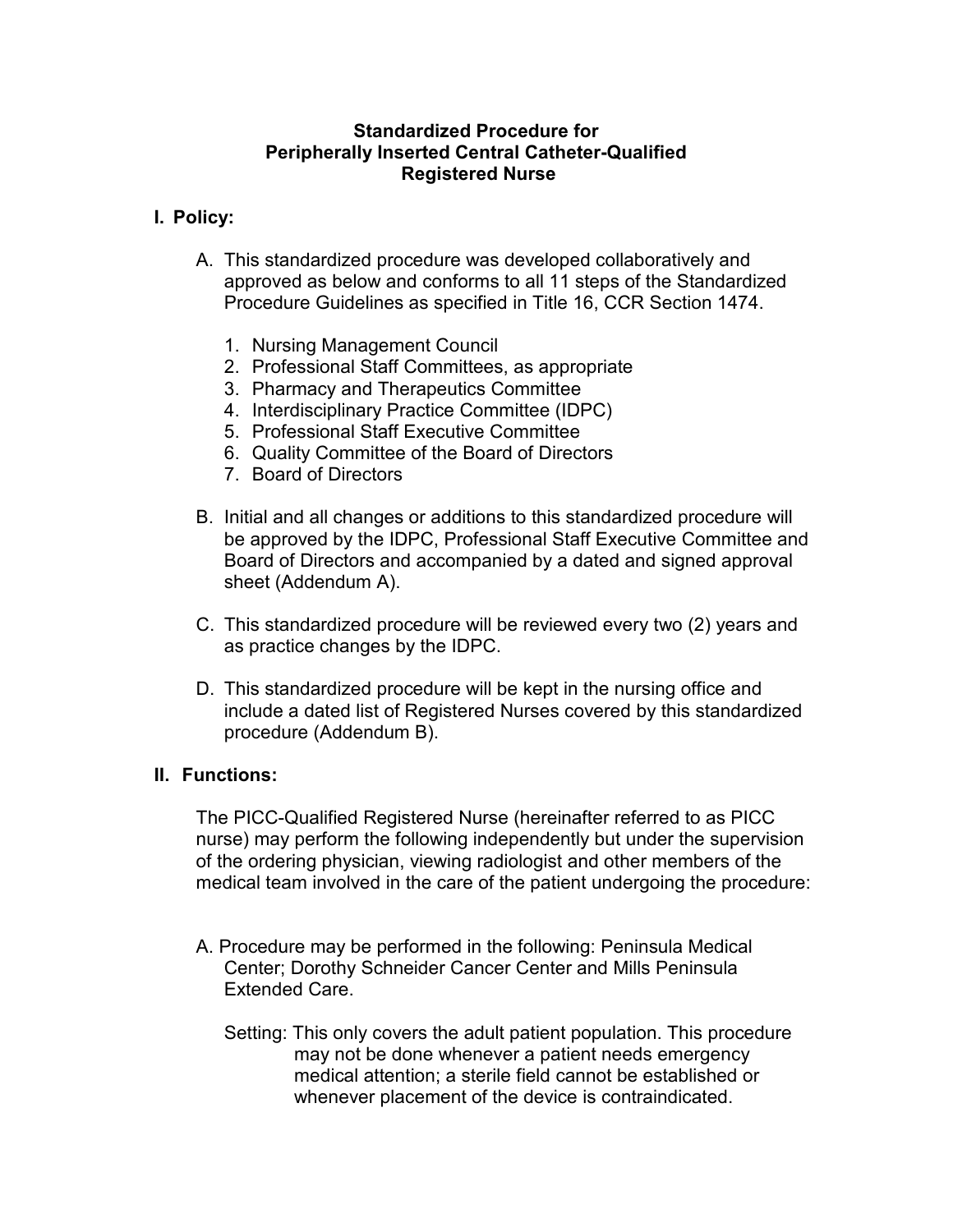# Standardized Procedure for Peripherally Inserted Central Catheter-Qualified Registered Nurse

## I. Policy:

A. This standardized procedure was developed collaboratively and approved as below and conforms to all 11 steps of the Standardized Procedure Guidelines as specified in Title 16, CCR Section 1474.

1. Nursing Management Council
2. Professional Staff Committees, as appropriate
3. Pharmacy and Therapeutics Committee
4. Interdisciplinary Practice Committee (IDPC)
5. Professional Staff Executive Committee
6. Quality Committee of the Board of Directors
7. Board of Directors

B. Initial and all changes or additions to this standardized procedure will be approved by the IDPC, Professional Staff Executive Committee and Board of Directors and accompanied by a dated and signed approval sheet (Addendum A).

C. This standardized procedure will be reviewed every two (2) years and as practice changes by the IDPC.

D. This standardized procedure will be kept in the nursing office and include a dated list of Registered Nurses covered by this standardized procedure (Addendum B).

## II. Functions:

The PICC-Qualified Registered Nurse (hereinafter referred to as PICC nurse) may perform the following independently but under the supervision of the ordering physician, viewing radiologist and other members of the medical team involved in the care of the patient undergoing the procedure:

A. Procedure may be performed in the following: Peninsula Medical Center; Dorothy Schneider Cancer Center and Mills Peninsula Extended Care.

Setting: This only covers the adult patient population. This procedure may not be done whenever a patient needs emergency medical attention; a sterile field cannot be established or whenever placement of the device is contraindicated.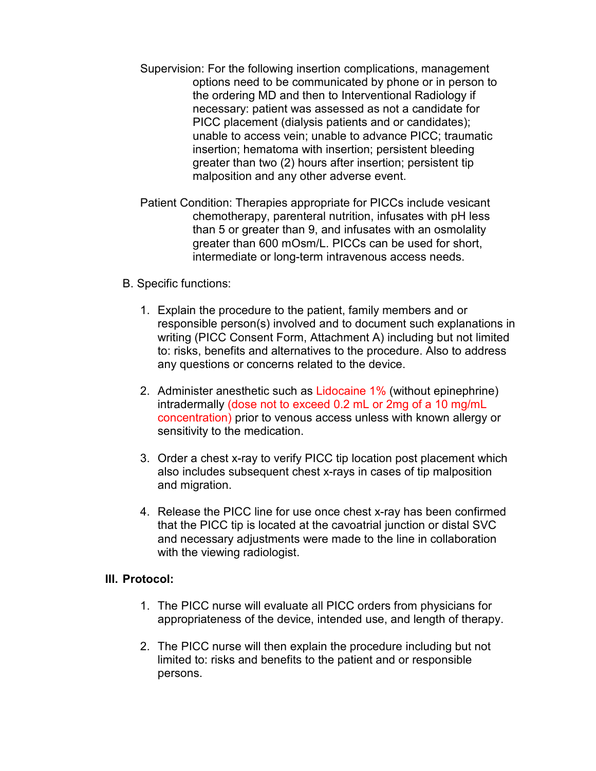Supervision: For the following insertion complications, management options need to be communicated by phone or in person to the ordering MD and then to Interventional Radiology if necessary: patient was assessed as not a candidate for PICC placement (dialysis patients and or candidates); unable to access vein; unable to advance PICC; traumatic insertion; hematoma with insertion; persistent bleeding greater than two (2) hours after insertion; persistent tip malposition and any other adverse event.

Patient Condition: Therapies appropriate for PICCs include vesicant chemotherapy, parenteral nutrition, infusates with pH less than 5 or greater than 9, and infusates with an osmolality greater than 600 mOsm/L. PICCs can be used for short, intermediate or long-term intravenous access needs.

B. Specific functions:

1. Explain the procedure to the patient, family members and or responsible person(s) involved and to document such explanations in writing (PICC Consent Form, Attachment A) including but not limited to: risks, benefits and alternatives to the procedure. Also to address any questions or concerns related to the device.

2. Administer anesthetic such as Lidocaine 1% (without epinephrine) intradermally (dose not to exceed 0.2 mL or 2mg of a 10 mg/mL concentration) prior to venous access unless with known allergy or sensitivity to the medication.

3. Order a chest x-ray to verify PICC tip location post placement which also includes subsequent chest x-rays in cases of tip malposition and migration.

4. Release the PICC line for use once chest x-ray has been confirmed that the PICC tip is located at the cavoatrial junction or distal SVC and necessary adjustments were made to the line in collaboration with the viewing radiologist.

## III. Protocol:

1. The PICC nurse will evaluate all PICC orders from physicians for appropriateness of the device, intended use, and length of therapy.

2. The PICC nurse will then explain the procedure including but not limited to: risks and benefits to the patient and or responsible persons.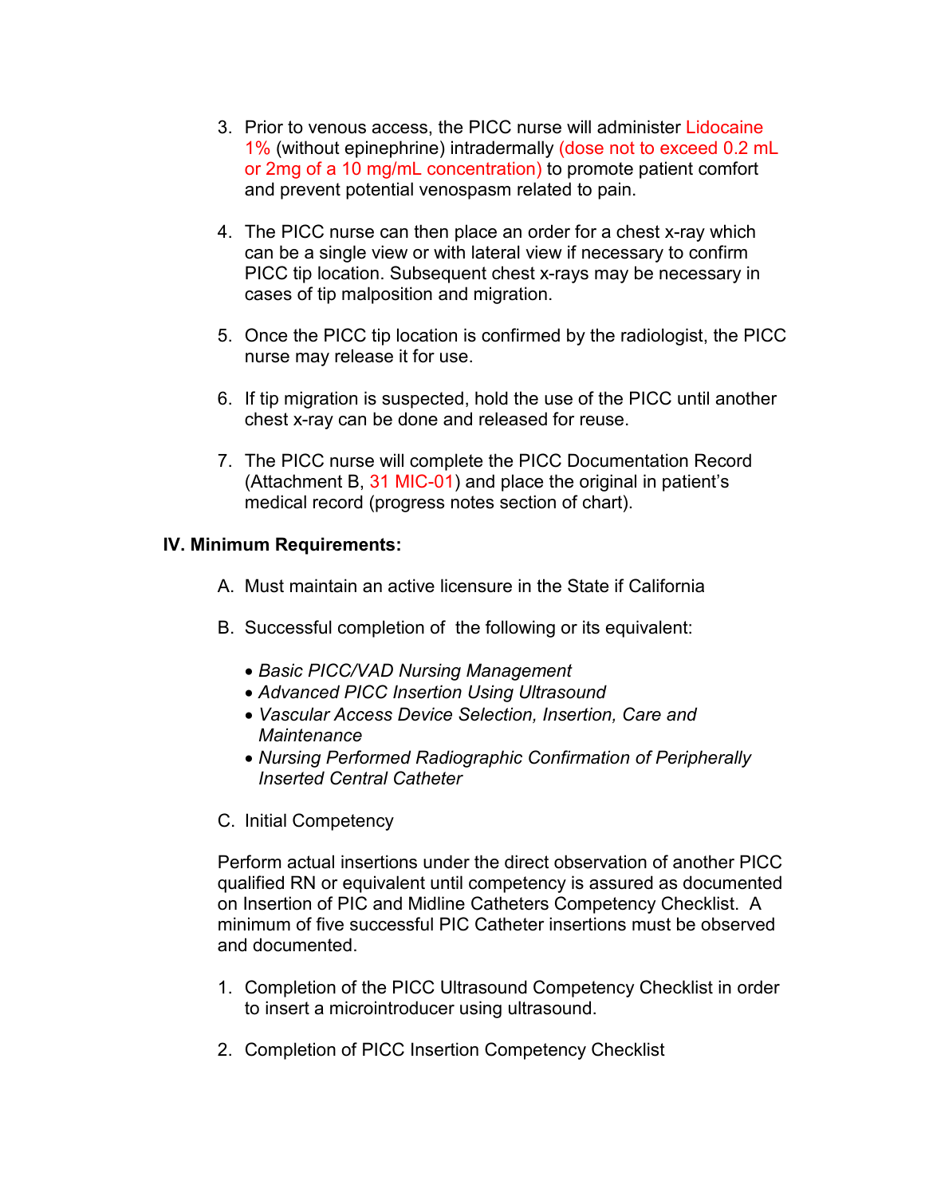3. Prior to venous access, the PICC nurse will administer Lidocaine 1% (without epinephrine) intradermally (dose not to exceed 0.2 mL or 2mg of a 10 mg/mL concentration) to promote patient comfort and prevent potential venospasm related to pain.

4. The PICC nurse can then place an order for a chest x-ray which can be a single view or with lateral view if necessary to confirm PICC tip location. Subsequent chest x-rays may be necessary in cases of tip malposition and migration.

5. Once the PICC tip location is confirmed by the radiologist, the PICC nurse may release it for use.

6. If tip migration is suspected, hold the use of the PICC until another chest x-ray can be done and released for reuse.

7. The PICC nurse will complete the PICC Documentation Record (Attachment B, 31 MIC-01) and place the original in patient's medical record (progress notes section of chart).

**IV. Minimum Requirements:**

A. Must maintain an active licensure in the State if California

B. Successful completion of the following or its equivalent:

- *Basic PICC/VAD Nursing Management*
- *Advanced PICC Insertion Using Ultrasound*
- *Vascular Access Device Selection, Insertion, Care and Maintenance*
- *Nursing Performed Radiographic Confirmation of Peripherally Inserted Central Catheter*

C. Initial Competency

Perform actual insertions under the direct observation of another PICC qualified RN or equivalent until competency is assured as documented on Insertion of PIC and Midline Catheters Competency Checklist. A minimum of five successful PIC Catheter insertions must be observed and documented.

1. Completion of the PICC Ultrasound Competency Checklist in order to insert a microintroducer using ultrasound.

2. Completion of PICC Insertion Competency Checklist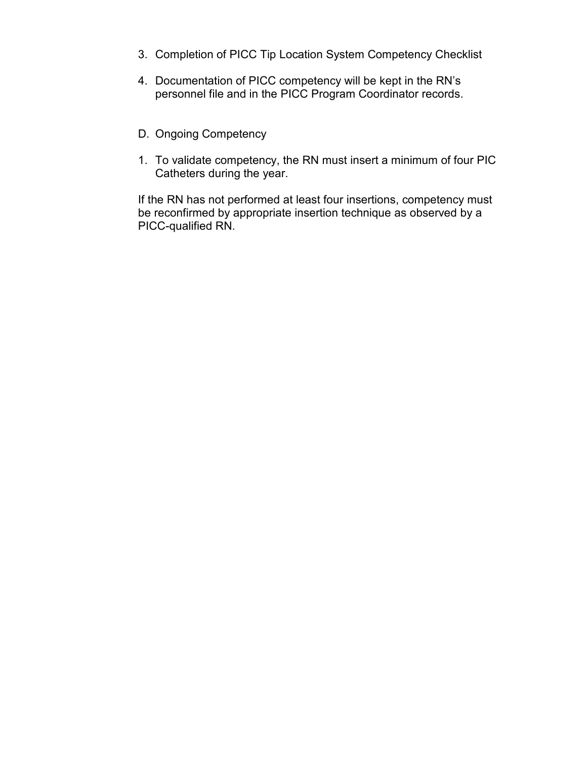3. Completion of PICC Tip Location System Competency Checklist

4. Documentation of PICC competency will be kept in the RN's personnel file and in the PICC Program Coordinator records.

D. Ongoing Competency

1. To validate competency, the RN must insert a minimum of four PIC Catheters during the year.

If the RN has not performed at least four insertions, competency must be reconfirmed by appropriate insertion technique as observed by a PICC-qualified RN.